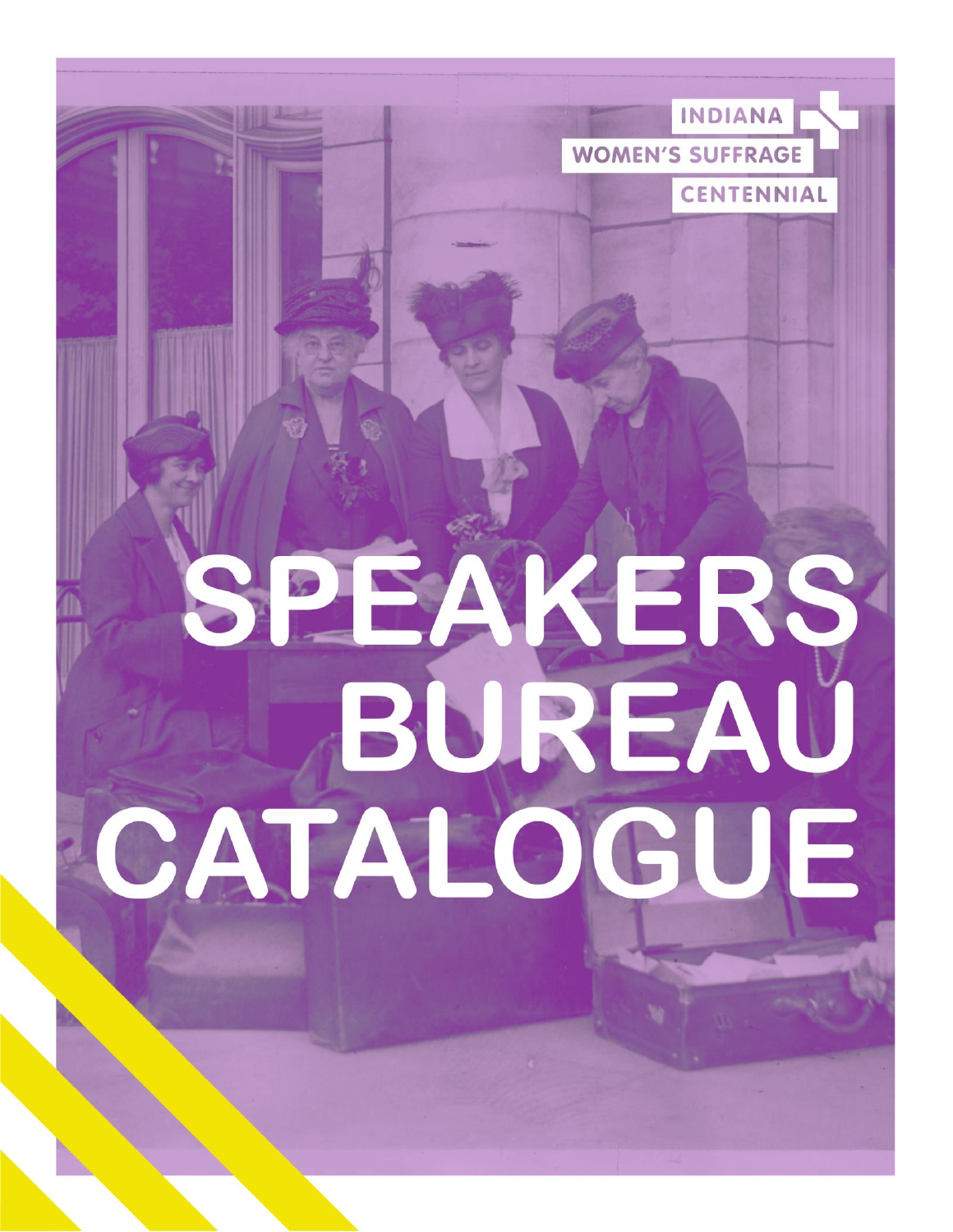INDIANA WOMEN'S SUFFRAGE CENTENNIAL

# SPEAKERS BUREAU CATALOGUE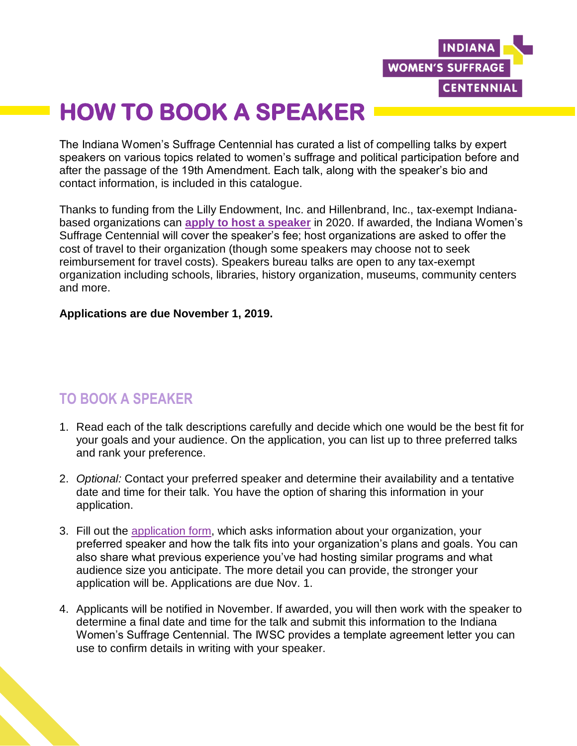# HOW TO BOOK A SPEAKER

The Indiana Women's Suffrage Centennial has curated a list of compelling talks by expert speakers on various topics related to women's suffrage and political participation before and after the passage of the 19th Amendment. Each talk, along with the speaker's bio and contact information, is included in this catalogue.

Thanks to funding from the Lilly Endowment, Inc. and Hillenbrand, Inc., tax-exempt Indiana-based organizations can **apply to host a speaker** in 2020. If awarded, the Indiana Women's Suffrage Centennial will cover the speaker's fee; host organizations are asked to offer the cost of travel to their organization (though some speakers may choose not to seek reimbursement for travel costs). Speakers bureau talks are open to any tax-exempt organization including schools, libraries, history organization, museums, community centers and more.

**Applications are due November 1, 2019.**

## TO BOOK A SPEAKER

1. Read each of the talk descriptions carefully and decide which one would be the best fit for your goals and your audience. On the application, you can list up to three preferred talks and rank your preference.

2. *Optional:* Contact your preferred speaker and determine their availability and a tentative date and time for their talk. You have the option of sharing this information in your application.

3. Fill out the application form, which asks information about your organization, your preferred speaker and how the talk fits into your organization's plans and goals. You can also share what previous experience you've had hosting similar programs and what audience size you anticipate. The more detail you can provide, the stronger your application will be. Applications are due Nov. 1.

4. Applicants will be notified in November. If awarded, you will then work with the speaker to determine a final date and time for the talk and submit this information to the Indiana Women's Suffrage Centennial. The IWSC provides a template agreement letter you can use to confirm details in writing with your speaker.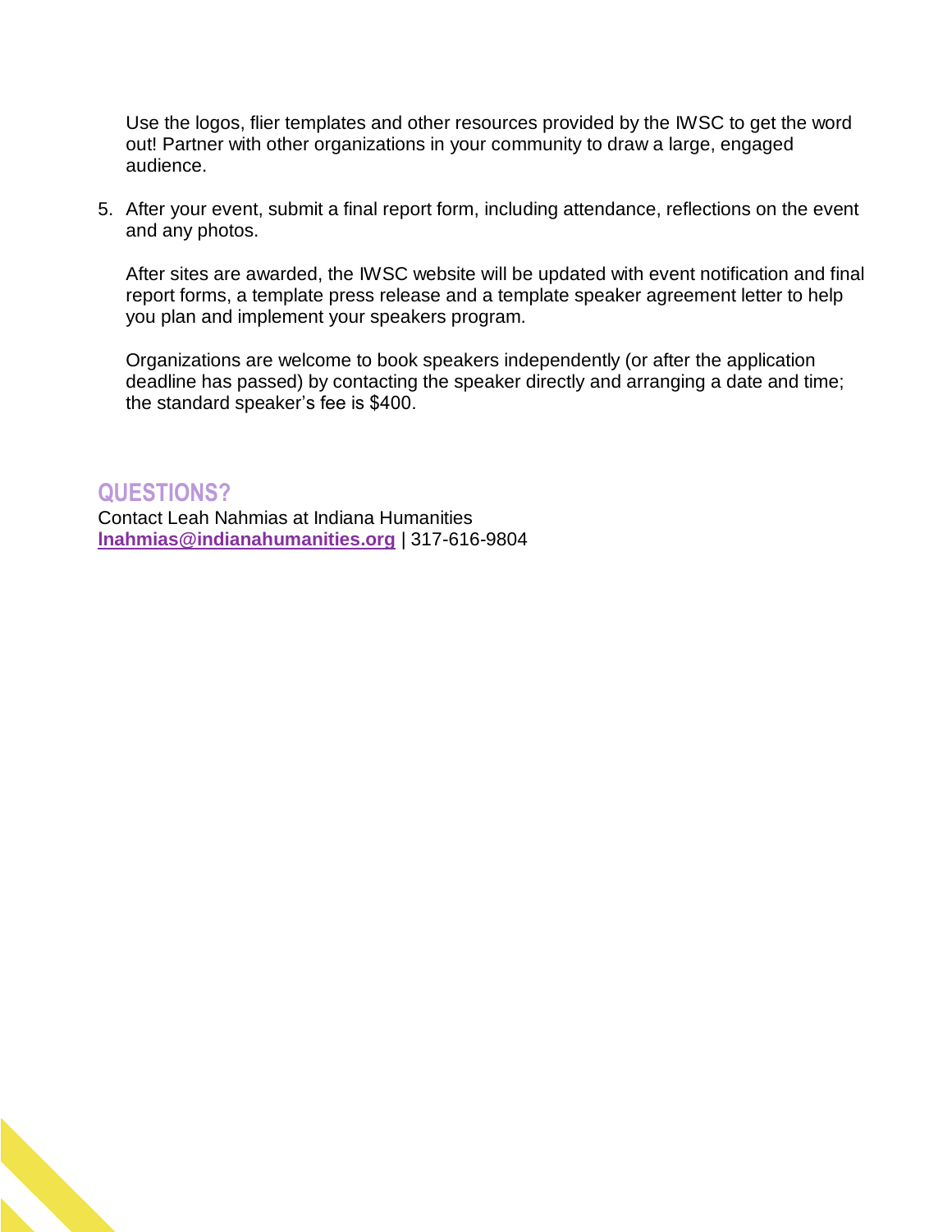Use the logos, flier templates and other resources provided by the IWSC to get the word out! Partner with other organizations in your community to draw a large, engaged audience.

5. After your event, submit a final report form, including attendance, reflections on the event and any photos.

   After sites are awarded, the IWSC website will be updated with event notification and final report forms, a template press release and a template speaker agreement letter to help you plan and implement your speakers program.

   Organizations are welcome to book speakers independently (or after the application deadline has passed) by contacting the speaker directly and arranging a date and time; the standard speaker's fee is $400.

## QUESTIONS?

Contact Leah Nahmias at Indiana Humanities
**lnahmias@indianahumanities.org** | 317-616-9804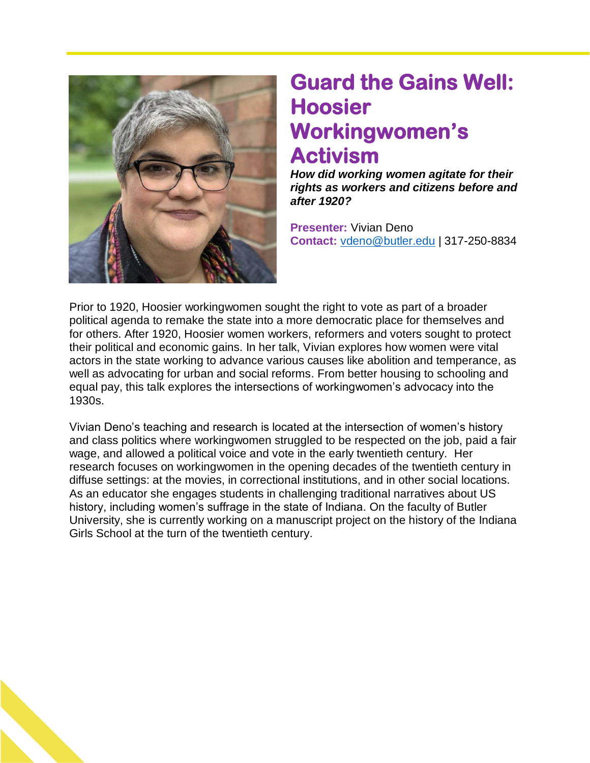# Guard the Gains Well: Hoosier Workingwomen's Activism

***How did working women agitate for their rights as workers and citizens before and after 1920?***

**Presenter:** Vivian Deno
**Contact:** vdeno@butler.edu | 317-250-8834

Prior to 1920, Hoosier workingwomen sought the right to vote as part of a broader political agenda to remake the state into a more democratic place for themselves and for others. After 1920, Hoosier women workers, reformers and voters sought to protect their political and economic gains. In her talk, Vivian explores how women were vital actors in the state working to advance various causes like abolition and temperance, as well as advocating for urban and social reforms. From better housing to schooling and equal pay, this talk explores the intersections of workingwomen's advocacy into the 1930s.

Vivian Deno's teaching and research is located at the intersection of women's history and class politics where workingwomen struggled to be respected on the job, paid a fair wage, and allowed a political voice and vote in the early twentieth century. Her research focuses on workingwomen in the opening decades of the twentieth century in diffuse settings: at the movies, in correctional institutions, and in other social locations. As an educator she engages students in challenging traditional narratives about US history, including women's suffrage in the state of Indiana. On the faculty of Butler University, she is currently working on a manuscript project on the history of the Indiana Girls School at the turn of the twentieth century.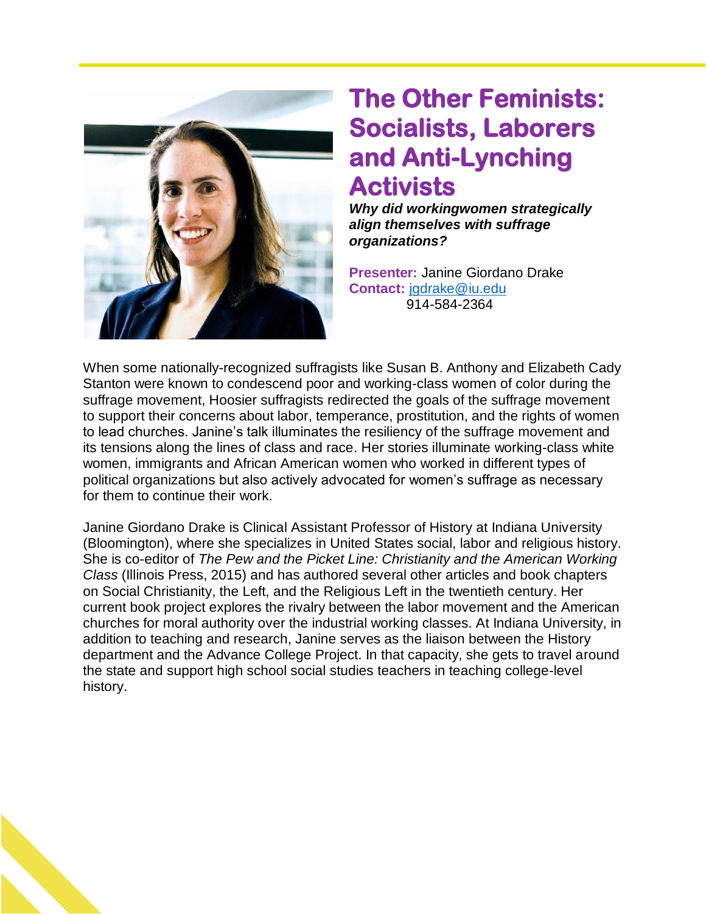# The Other Feminists: Socialists, Laborers and Anti-Lynching Activists

***Why did workingwomen strategically align themselves with suffrage organizations?***

**Presenter:** Janine Giordano Drake
**Contact:** jgdrake@iu.edu
914-584-2364

When some nationally-recognized suffragists like Susan B. Anthony and Elizabeth Cady Stanton were known to condescend poor and working-class women of color during the suffrage movement, Hoosier suffragists redirected the goals of the suffrage movement to support their concerns about labor, temperance, prostitution, and the rights of women to lead churches. Janine's talk illuminates the resiliency of the suffrage movement and its tensions along the lines of class and race. Her stories illuminate working-class white women, immigrants and African American women who worked in different types of political organizations but also actively advocated for women's suffrage as necessary for them to continue their work.

Janine Giordano Drake is Clinical Assistant Professor of History at Indiana University (Bloomington), where she specializes in United States social, labor and religious history. She is co-editor of *The Pew and the Picket Line: Christianity and the American Working Class* (Illinois Press, 2015) and has authored several other articles and book chapters on Social Christianity, the Left, and the Religious Left in the twentieth century. Her current book project explores the rivalry between the labor movement and the American churches for moral authority over the industrial working classes. At Indiana University, in addition to teaching and research, Janine serves as the liaison between the History department and the Advance College Project. In that capacity, she gets to travel around the state and support high school social studies teachers in teaching college-level history.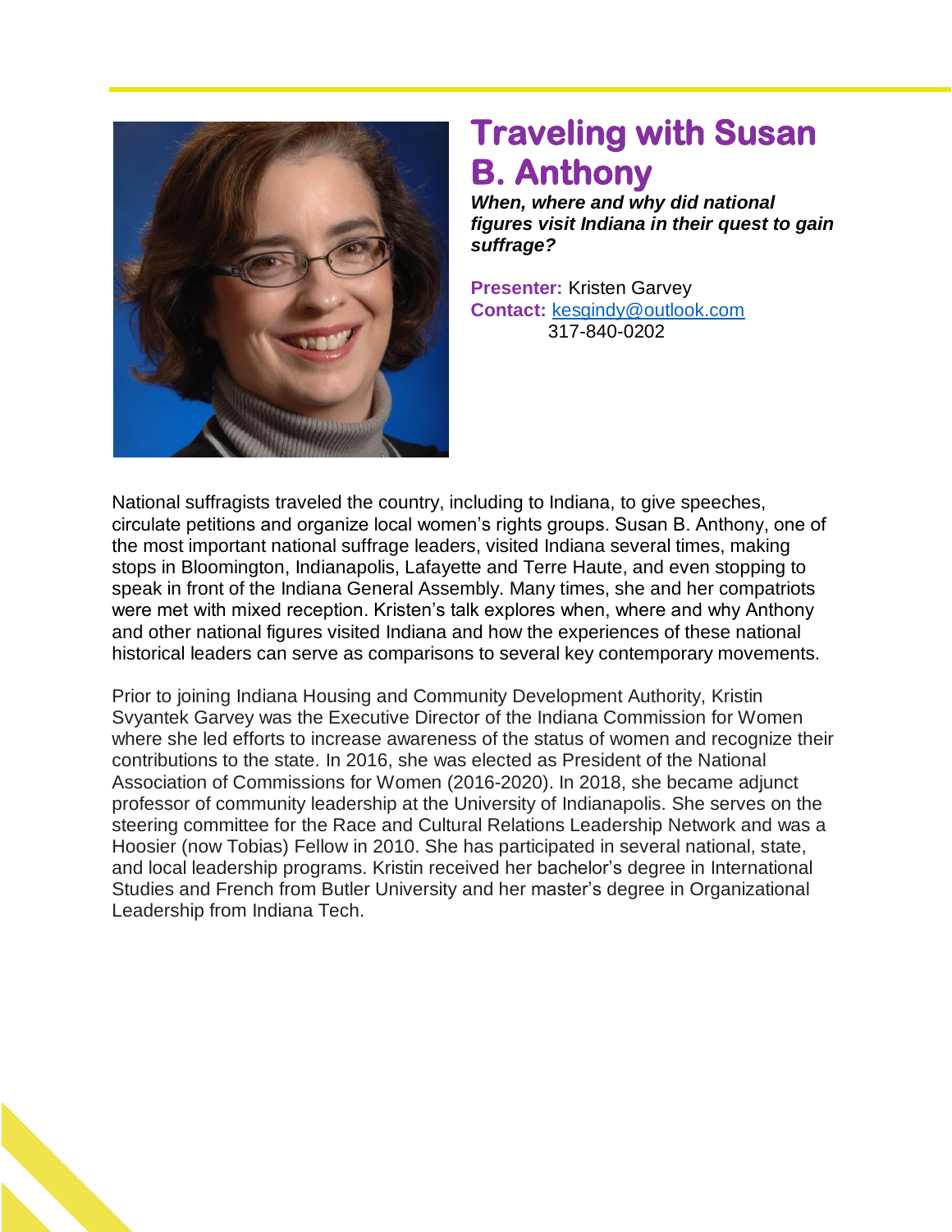# Traveling with Susan B. Anthony

***When, where and why did national figures visit Indiana in their quest to gain suffrage?***

**Presenter:** Kristen Garvey
**Contact:** kesgindy@outlook.com
317-840-0202

National suffragists traveled the country, including to Indiana, to give speeches, circulate petitions and organize local women's rights groups. Susan B. Anthony, one of the most important national suffrage leaders, visited Indiana several times, making stops in Bloomington, Indianapolis, Lafayette and Terre Haute, and even stopping to speak in front of the Indiana General Assembly. Many times, she and her compatriots were met with mixed reception. Kristen's talk explores when, where and why Anthony and other national figures visited Indiana and how the experiences of these national historical leaders can serve as comparisons to several key contemporary movements.

Prior to joining Indiana Housing and Community Development Authority, Kristin Svyantek Garvey was the Executive Director of the Indiana Commission for Women where she led efforts to increase awareness of the status of women and recognize their contributions to the state. In 2016, she was elected as President of the National Association of Commissions for Women (2016-2020). In 2018, she became adjunct professor of community leadership at the University of Indianapolis. She serves on the steering committee for the Race and Cultural Relations Leadership Network and was a Hoosier (now Tobias) Fellow in 2010. She has participated in several national, state, and local leadership programs. Kristin received her bachelor's degree in International Studies and French from Butler University and her master's degree in Organizational Leadership from Indiana Tech.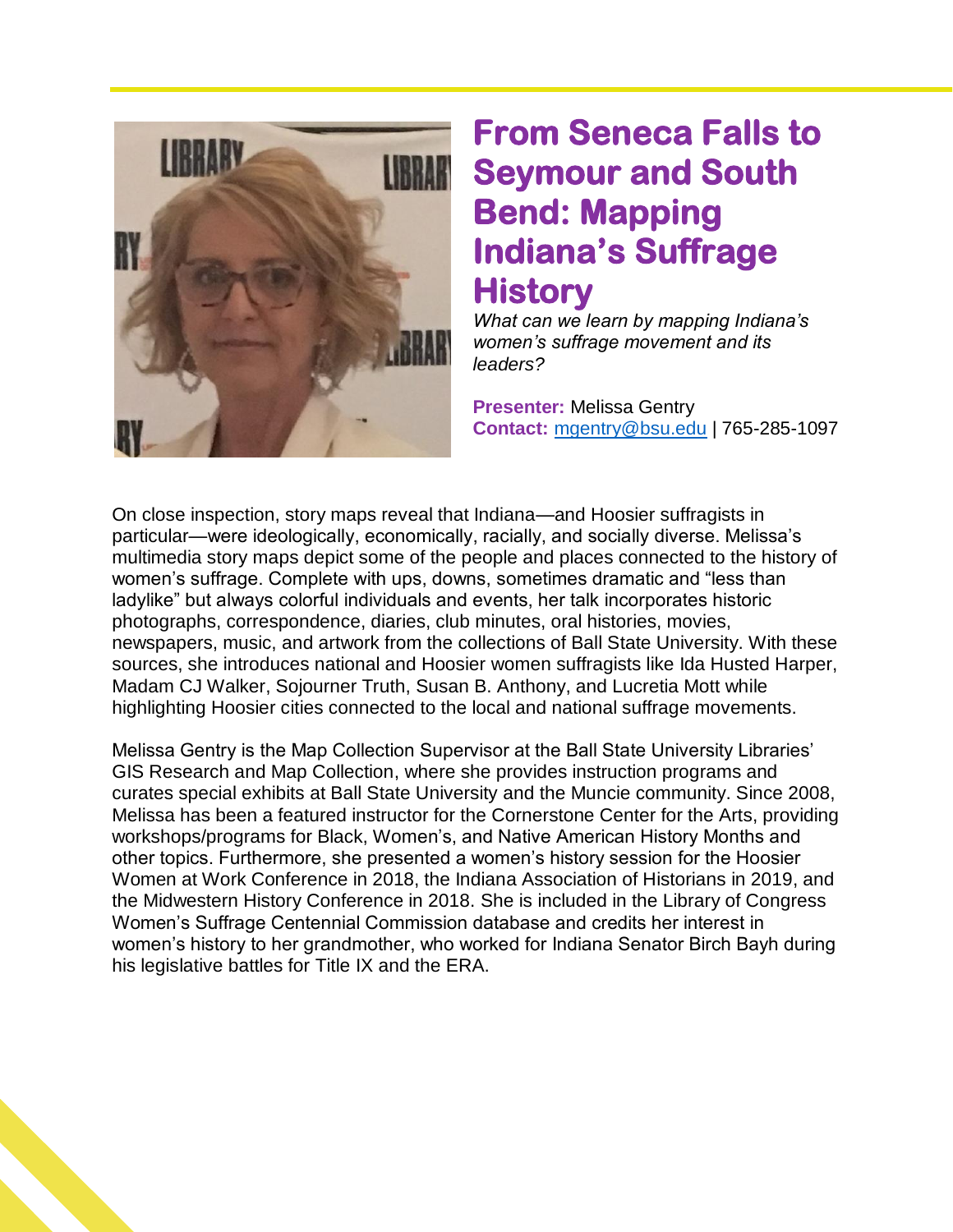# From Seneca Falls to Seymour and South Bend: Mapping Indiana's Suffrage History

*What can we learn by mapping Indiana's women's suffrage movement and its leaders?*

**Presenter:** Melissa Gentry
**Contact:** mgentry@bsu.edu | 765-285-1097

On close inspection, story maps reveal that Indiana—and Hoosier suffragists in particular—were ideologically, economically, racially, and socially diverse. Melissa's multimedia story maps depict some of the people and places connected to the history of women's suffrage. Complete with ups, downs, sometimes dramatic and "less than ladylike" but always colorful individuals and events, her talk incorporates historic photographs, correspondence, diaries, club minutes, oral histories, movies, newspapers, music, and artwork from the collections of Ball State University. With these sources, she introduces national and Hoosier women suffragists like Ida Husted Harper, Madam CJ Walker, Sojourner Truth, Susan B. Anthony, and Lucretia Mott while highlighting Hoosier cities connected to the local and national suffrage movements.

Melissa Gentry is the Map Collection Supervisor at the Ball State University Libraries' GIS Research and Map Collection, where she provides instruction programs and curates special exhibits at Ball State University and the Muncie community. Since 2008, Melissa has been a featured instructor for the Cornerstone Center for the Arts, providing workshops/programs for Black, Women's, and Native American History Months and other topics. Furthermore, she presented a women's history session for the Hoosier Women at Work Conference in 2018, the Indiana Association of Historians in 2019, and the Midwestern History Conference in 2018. She is included in the Library of Congress Women's Suffrage Centennial Commission database and credits her interest in women's history to her grandmother, who worked for Indiana Senator Birch Bayh during his legislative battles for Title IX and the ERA.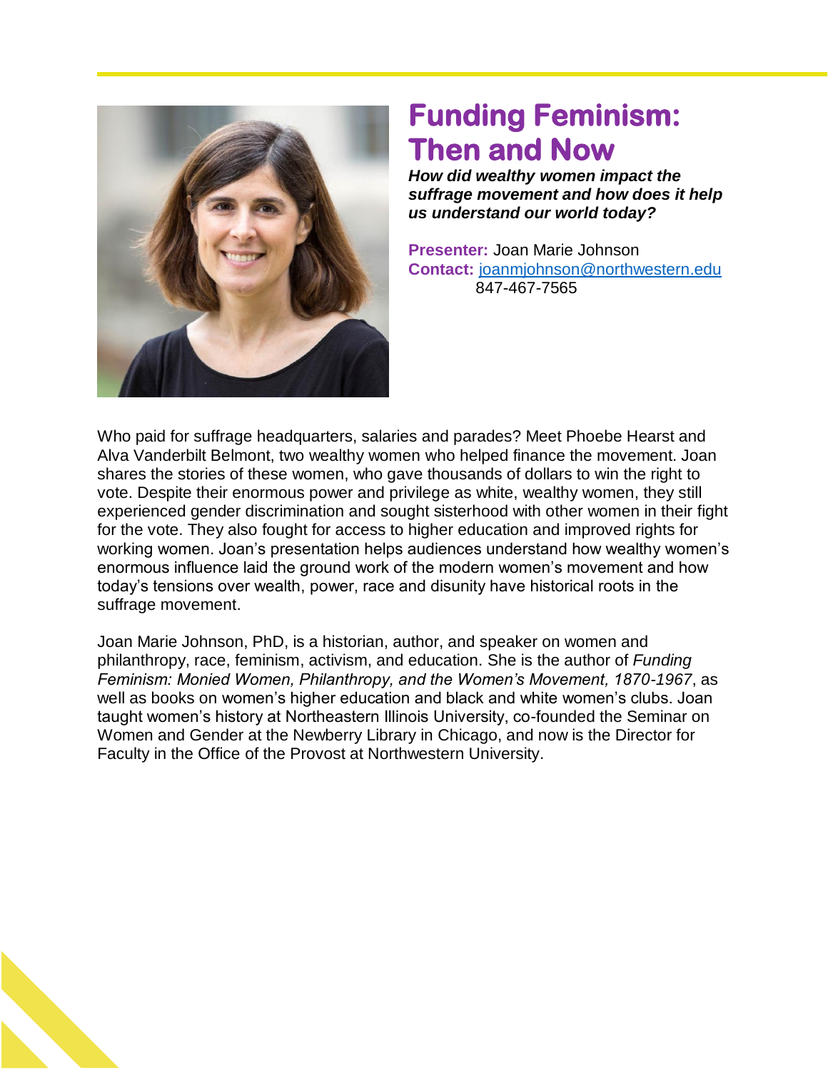# Funding Feminism: Then and Now

***How did wealthy women impact the suffrage movement and how does it help us understand our world today?***

**Presenter:** Joan Marie Johnson
**Contact:** joanmjohnson@northwestern.edu
847-467-7565

Who paid for suffrage headquarters, salaries and parades? Meet Phoebe Hearst and Alva Vanderbilt Belmont, two wealthy women who helped finance the movement. Joan shares the stories of these women, who gave thousands of dollars to win the right to vote. Despite their enormous power and privilege as white, wealthy women, they still experienced gender discrimination and sought sisterhood with other women in their fight for the vote. They also fought for access to higher education and improved rights for working women. Joan's presentation helps audiences understand how wealthy women's enormous influence laid the ground work of the modern women's movement and how today's tensions over wealth, power, race and disunity have historical roots in the suffrage movement.

Joan Marie Johnson, PhD, is a historian, author, and speaker on women and philanthropy, race, feminism, activism, and education. She is the author of *Funding Feminism: Monied Women, Philanthropy, and the Women's Movement, 1870-1967*, as well as books on women's higher education and black and white women's clubs. Joan taught women's history at Northeastern Illinois University, co-founded the Seminar on Women and Gender at the Newberry Library in Chicago, and now is the Director for Faculty in the Office of the Provost at Northwestern University.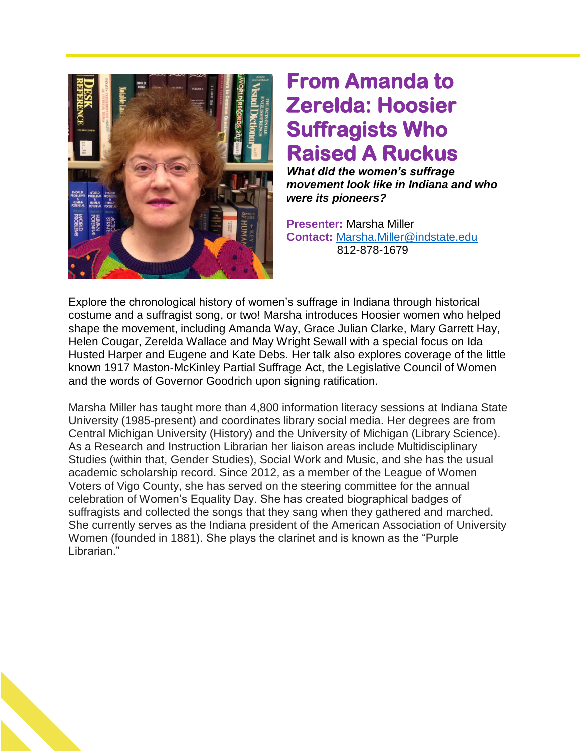# From Amanda to Zerelda: Hoosier Suffragists Who Raised A Ruckus

***What did the women's suffrage movement look like in Indiana and who were its pioneers?***

**Presenter:** Marsha Miller
**Contact:** Marsha.Miller@indstate.edu
812-878-1679

Explore the chronological history of women's suffrage in Indiana through historical costume and a suffragist song, or two! Marsha introduces Hoosier women who helped shape the movement, including Amanda Way, Grace Julian Clarke, Mary Garrett Hay, Helen Cougar, Zerelda Wallace and May Wright Sewall with a special focus on Ida Husted Harper and Eugene and Kate Debs. Her talk also explores coverage of the little known 1917 Maston-McKinley Partial Suffrage Act, the Legislative Council of Women and the words of Governor Goodrich upon signing ratification.

Marsha Miller has taught more than 4,800 information literacy sessions at Indiana State University (1985-present) and coordinates library social media. Her degrees are from Central Michigan University (History) and the University of Michigan (Library Science). As a Research and Instruction Librarian her liaison areas include Multidisciplinary Studies (within that, Gender Studies), Social Work and Music, and she has the usual academic scholarship record. Since 2012, as a member of the League of Women Voters of Vigo County, she has served on the steering committee for the annual celebration of Women's Equality Day. She has created biographical badges of suffragists and collected the songs that they sang when they gathered and marched. She currently serves as the Indiana president of the American Association of University Women (founded in 1881). She plays the clarinet and is known as the "Purple Librarian."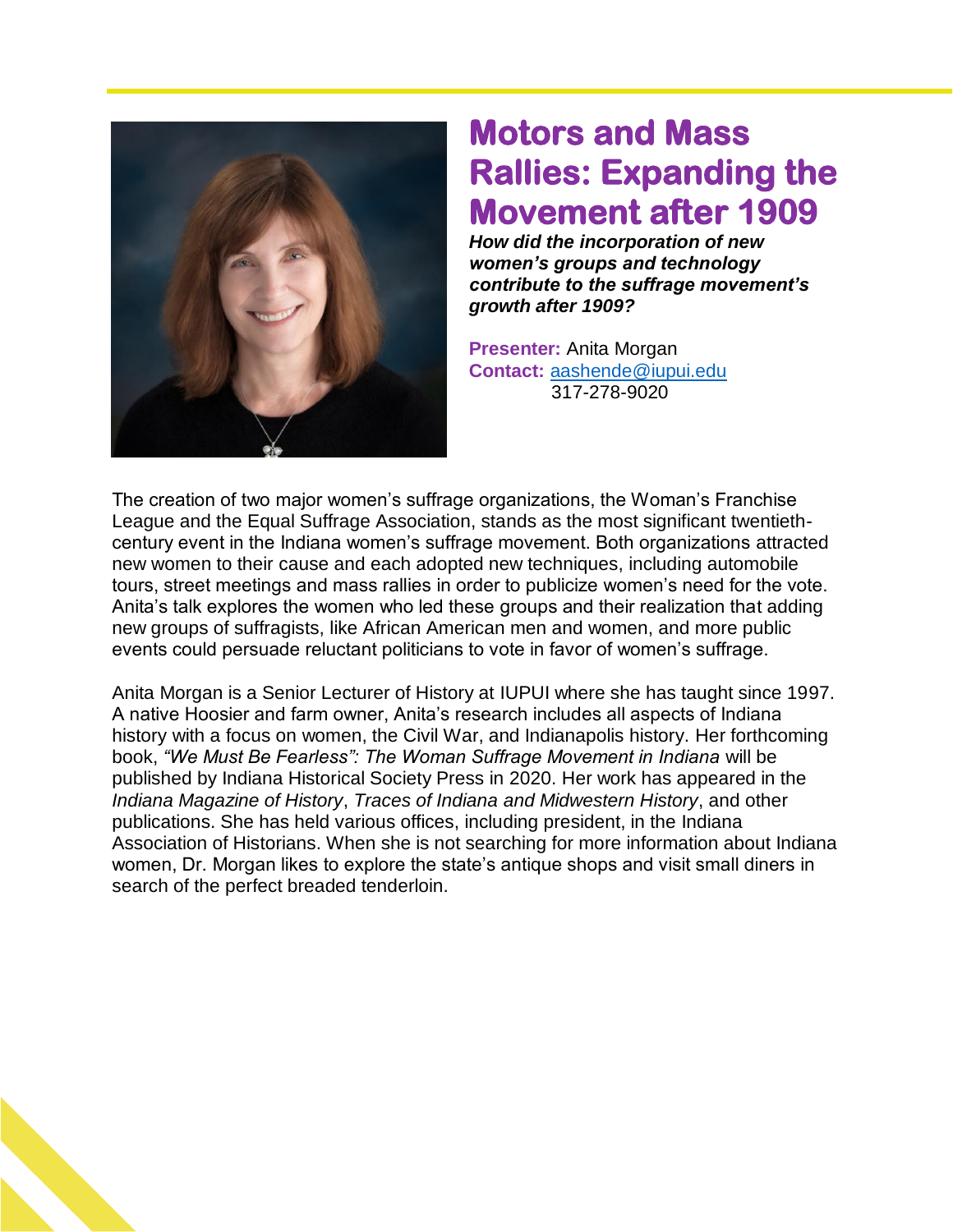# Motors and Mass Rallies: Expanding the Movement after 1909

***How did the incorporation of new women's groups and technology contribute to the suffrage movement's growth after 1909?***

**Presenter:** Anita Morgan
**Contact:** aashende@iupui.edu
317-278-9020

The creation of two major women's suffrage organizations, the Woman's Franchise League and the Equal Suffrage Association, stands as the most significant twentieth-century event in the Indiana women's suffrage movement. Both organizations attracted new women to their cause and each adopted new techniques, including automobile tours, street meetings and mass rallies in order to publicize women's need for the vote. Anita's talk explores the women who led these groups and their realization that adding new groups of suffragists, like African American men and women, and more public events could persuade reluctant politicians to vote in favor of women's suffrage.

Anita Morgan is a Senior Lecturer of History at IUPUI where she has taught since 1997. A native Hoosier and farm owner, Anita's research includes all aspects of Indiana history with a focus on women, the Civil War, and Indianapolis history. Her forthcoming book, *"We Must Be Fearless": The Woman Suffrage Movement in Indiana* will be published by Indiana Historical Society Press in 2020. Her work has appeared in the *Indiana Magazine of History*, *Traces of Indiana and Midwestern History*, and other publications. She has held various offices, including president, in the Indiana Association of Historians. When she is not searching for more information about Indiana women, Dr. Morgan likes to explore the state's antique shops and visit small diners in search of the perfect breaded tenderloin.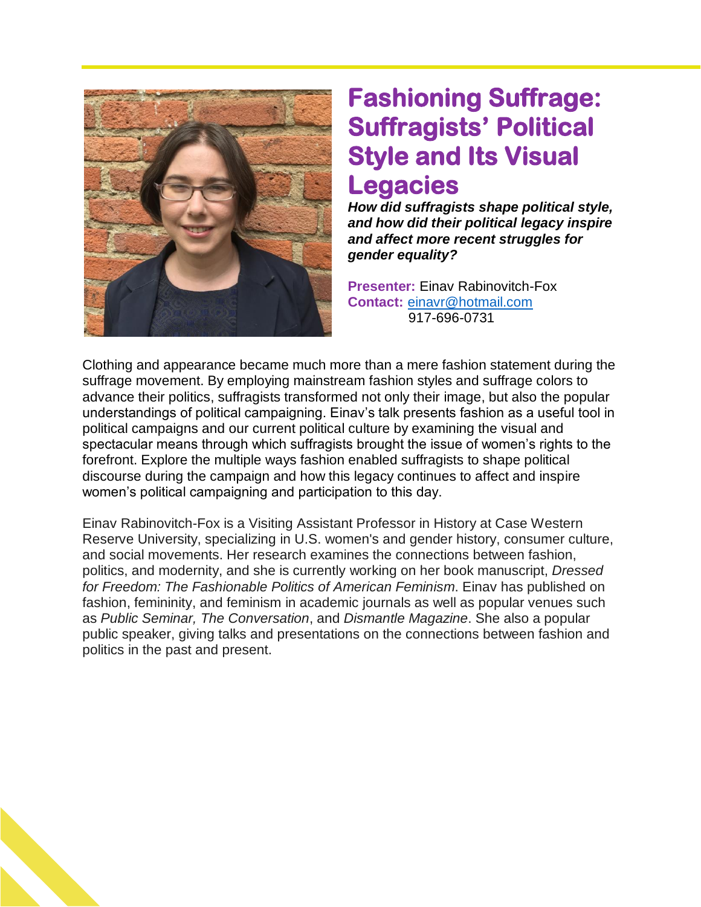# Fashioning Suffrage: Suffragists' Political Style and Its Visual Legacies

***How did suffragists shape political style, and how did their political legacy inspire and affect more recent struggles for gender equality?***

**Presenter:** Einav Rabinovitch-Fox
**Contact:** [einavr@hotmail.com](mailto:einavr@hotmail.com)
917-696-0731

Clothing and appearance became much more than a mere fashion statement during the suffrage movement. By employing mainstream fashion styles and suffrage colors to advance their politics, suffragists transformed not only their image, but also the popular understandings of political campaigning. Einav's talk presents fashion as a useful tool in political campaigns and our current political culture by examining the visual and spectacular means through which suffragists brought the issue of women's rights to the forefront. Explore the multiple ways fashion enabled suffragists to shape political discourse during the campaign and how this legacy continues to affect and inspire women's political campaigning and participation to this day.

Einav Rabinovitch-Fox is a Visiting Assistant Professor in History at Case Western Reserve University, specializing in U.S. women's and gender history, consumer culture, and social movements. Her research examines the connections between fashion, politics, and modernity, and she is currently working on her book manuscript, *Dressed for Freedom: The Fashionable Politics of American Feminism*. Einav has published on fashion, femininity, and feminism in academic journals as well as popular venues such as *Public Seminar, The Conversation*, and *Dismantle Magazine*. She also a popular public speaker, giving talks and presentations on the connections between fashion and politics in the past and present.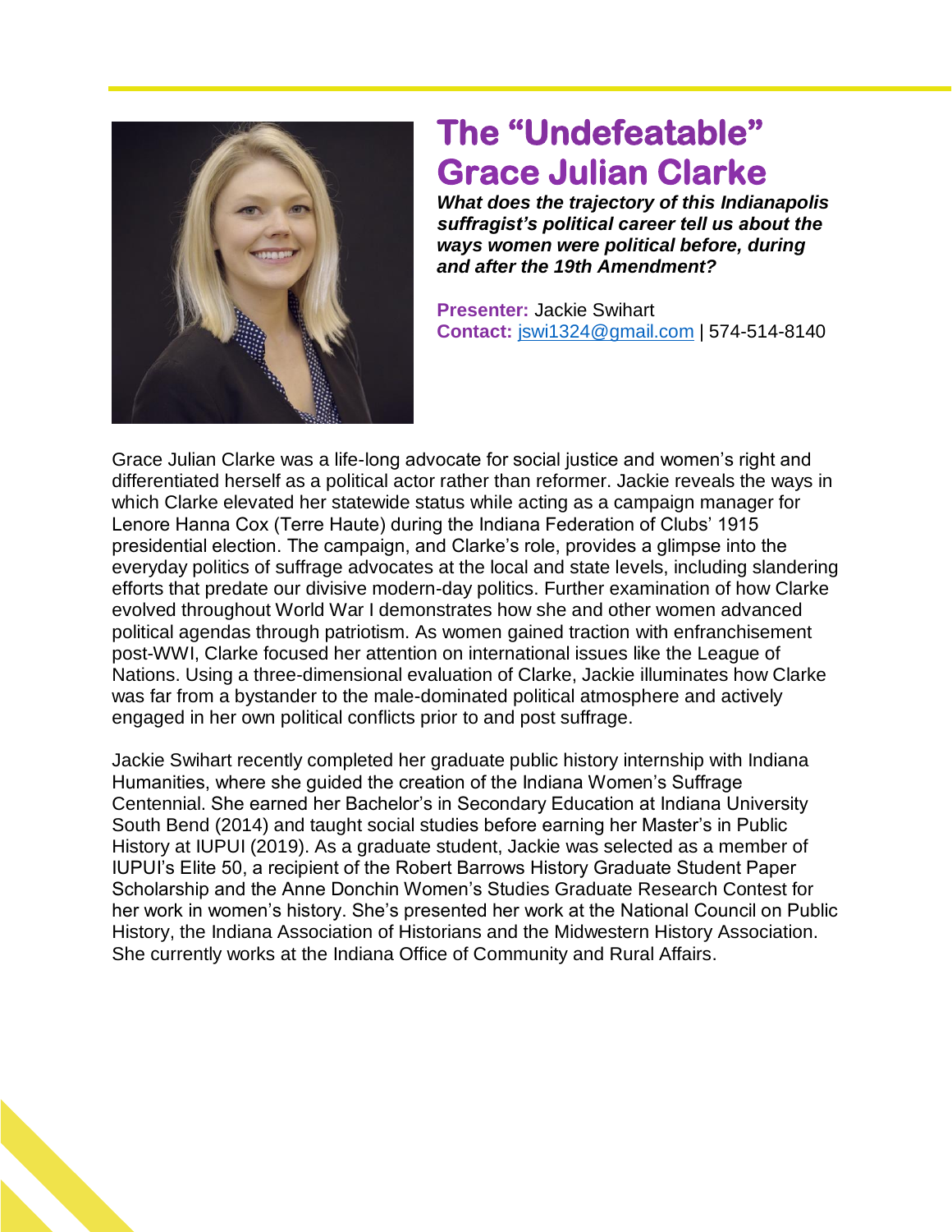# The "Undefeatable" Grace Julian Clarke

***What does the trajectory of this Indianapolis suffragist's political career tell us about the ways women were political before, during and after the 19th Amendment?***

**Presenter:** Jackie Swihart
**Contact:** jswi1324@gmail.com | 574-514-8140

Grace Julian Clarke was a life-long advocate for social justice and women's right and differentiated herself as a political actor rather than reformer. Jackie reveals the ways in which Clarke elevated her statewide status while acting as a campaign manager for Lenore Hanna Cox (Terre Haute) during the Indiana Federation of Clubs' 1915 presidential election. The campaign, and Clarke's role, provides a glimpse into the everyday politics of suffrage advocates at the local and state levels, including slandering efforts that predate our divisive modern-day politics. Further examination of how Clarke evolved throughout World War I demonstrates how she and other women advanced political agendas through patriotism. As women gained traction with enfranchisement post-WWI, Clarke focused her attention on international issues like the League of Nations. Using a three-dimensional evaluation of Clarke, Jackie illuminates how Clarke was far from a bystander to the male-dominated political atmosphere and actively engaged in her own political conflicts prior to and post suffrage.

Jackie Swihart recently completed her graduate public history internship with Indiana Humanities, where she guided the creation of the Indiana Women's Suffrage Centennial. She earned her Bachelor's in Secondary Education at Indiana University South Bend (2014) and taught social studies before earning her Master's in Public History at IUPUI (2019). As a graduate student, Jackie was selected as a member of IUPUI's Elite 50, a recipient of the Robert Barrows History Graduate Student Paper Scholarship and the Anne Donchin Women's Studies Graduate Research Contest for her work in women's history. She's presented her work at the National Council on Public History, the Indiana Association of Historians and the Midwestern History Association. She currently works at the Indiana Office of Community and Rural Affairs.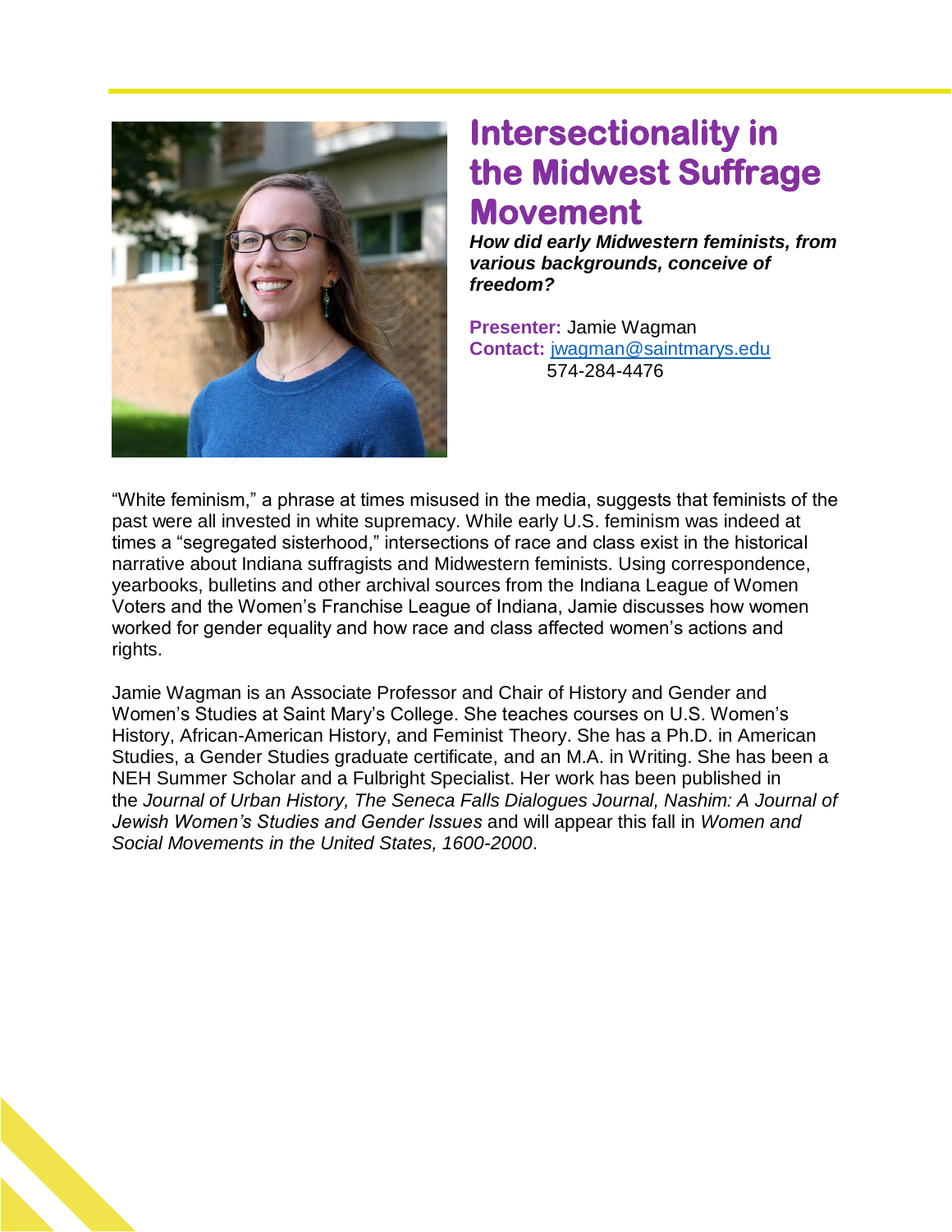# Intersectionality in the Midwest Suffrage Movement

***How did early Midwestern feminists, from various backgrounds, conceive of freedom?***

**Presenter:** Jamie Wagman
**Contact:** jwagman@saintmarys.edu
574-284-4476

"White feminism," a phrase at times misused in the media, suggests that feminists of the past were all invested in white supremacy. While early U.S. feminism was indeed at times a "segregated sisterhood," intersections of race and class exist in the historical narrative about Indiana suffragists and Midwestern feminists. Using correspondence, yearbooks, bulletins and other archival sources from the Indiana League of Women Voters and the Women's Franchise League of Indiana, Jamie discusses how women worked for gender equality and how race and class affected women's actions and rights.

Jamie Wagman is an Associate Professor and Chair of History and Gender and Women's Studies at Saint Mary's College. She teaches courses on U.S. Women's History, African-American History, and Feminist Theory. She has a Ph.D. in American Studies, a Gender Studies graduate certificate, and an M.A. in Writing. She has been a NEH Summer Scholar and a Fulbright Specialist. Her work has been published in the *Journal of Urban History, The Seneca Falls Dialogues Journal, Nashim: A Journal of Jewish Women's Studies and Gender Issues* and will appear this fall in *Women and Social Movements in the United States, 1600-2000*.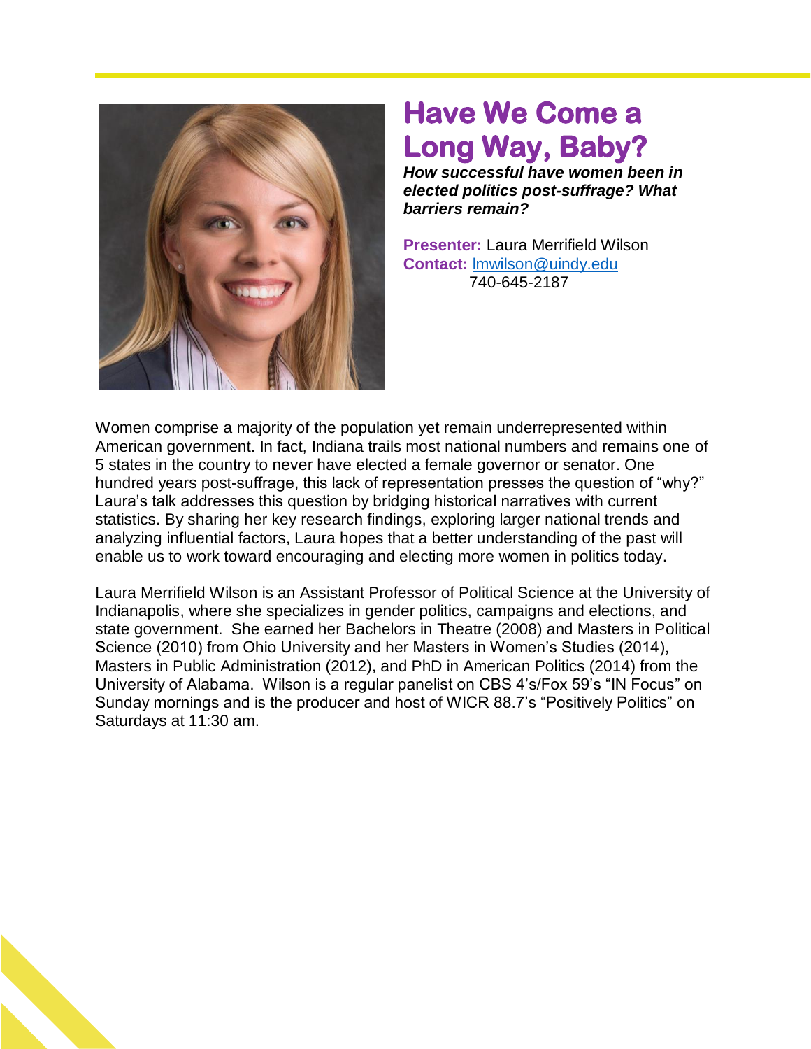# Have We Come a Long Way, Baby?

***How successful have women been in elected politics post-suffrage? What barriers remain?***

**Presenter:** Laura Merrifield Wilson
**Contact:** lmwilson@uindy.edu
740-645-2187

Women comprise a majority of the population yet remain underrepresented within American government. In fact, Indiana trails most national numbers and remains one of 5 states in the country to never have elected a female governor or senator. One hundred years post-suffrage, this lack of representation presses the question of "why?" Laura's talk addresses this question by bridging historical narratives with current statistics. By sharing her key research findings, exploring larger national trends and analyzing influential factors, Laura hopes that a better understanding of the past will enable us to work toward encouraging and electing more women in politics today.

Laura Merrifield Wilson is an Assistant Professor of Political Science at the University of Indianapolis, where she specializes in gender politics, campaigns and elections, and state government. She earned her Bachelors in Theatre (2008) and Masters in Political Science (2010) from Ohio University and her Masters in Women's Studies (2014), Masters in Public Administration (2012), and PhD in American Politics (2014) from the University of Alabama. Wilson is a regular panelist on CBS 4's/Fox 59's "IN Focus" on Sunday mornings and is the producer and host of WICR 88.7's "Positively Politics" on Saturdays at 11:30 am.